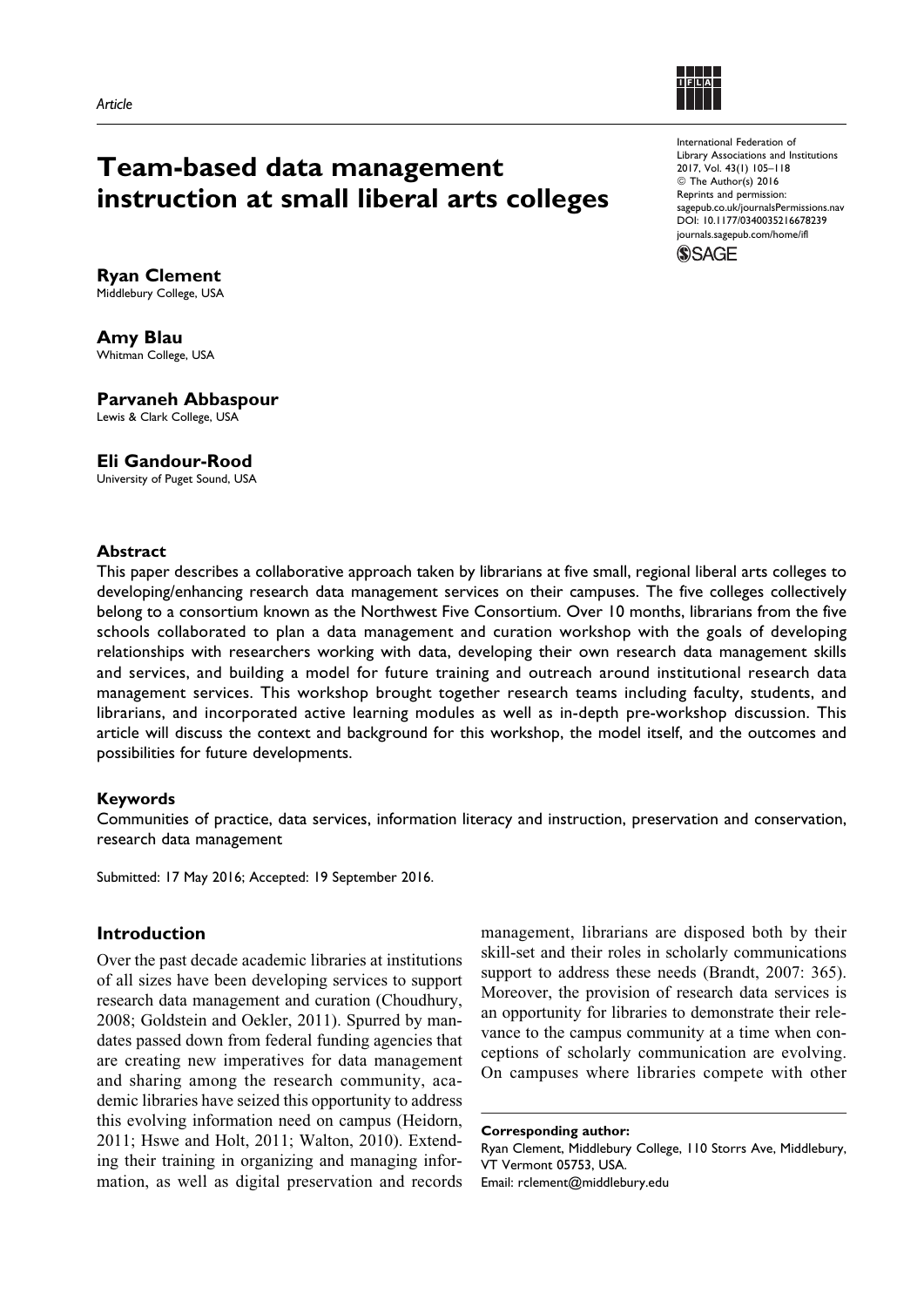*Article*

# Team-based data management instruction at small liberal arts colleges

International Federation of Library Associations and Institutions
2017, Vol. 43(1) 105–118
© The Author(s) 2016
Reprints and permission: sagepub.co.uk/journalsPermissions.nav
DOI: 10.1177/0340035216678239
journals.sagepub.com/home/ifl

**Ryan Clement**
Middlebury College, USA

**Amy Blau**
Whitman College, USA

**Parvaneh Abbaspour**
Lewis & Clark College, USA

**Eli Gandour-Rood**
University of Puget Sound, USA

### Abstract

This paper describes a collaborative approach taken by librarians at five small, regional liberal arts colleges to developing/enhancing research data management services on their campuses. The five colleges collectively belong to a consortium known as the Northwest Five Consortium. Over 10 months, librarians from the five schools collaborated to plan a data management and curation workshop with the goals of developing relationships with researchers working with data, developing their own research data management skills and services, and building a model for future training and outreach around institutional research data management services. This workshop brought together research teams including faculty, students, and librarians, and incorporated active learning modules as well as in-depth pre-workshop discussion. This article will discuss the context and background for this workshop, the model itself, and the outcomes and possibilities for future developments.

### Keywords

Communities of practice, data services, information literacy and instruction, preservation and conservation, research data management

Submitted: 17 May 2016; Accepted: 19 September 2016.

## Introduction

Over the past decade academic libraries at institutions of all sizes have been developing services to support research data management and curation (Choudhury, 2008; Goldstein and Oekler, 2011). Spurred by mandates passed down from federal funding agencies that are creating new imperatives for data management and sharing among the research community, academic libraries have seized this opportunity to address this evolving information need on campus (Heidorn, 2011; Hswe and Holt, 2011; Walton, 2010). Extending their training in organizing and managing information, as well as digital preservation and records management, librarians are disposed both by their skill-set and their roles in scholarly communications support to address these needs (Brandt, 2007: 365). Moreover, the provision of research data services is an opportunity for libraries to demonstrate their relevance to the campus community at a time when conceptions of scholarly communication are evolving. On campuses where libraries compete with other

**Corresponding author:**
Ryan Clement, Middlebury College, 110 Storrs Ave, Middlebury, VT Vermont 05753, USA.
Email: rclement@middlebury.edu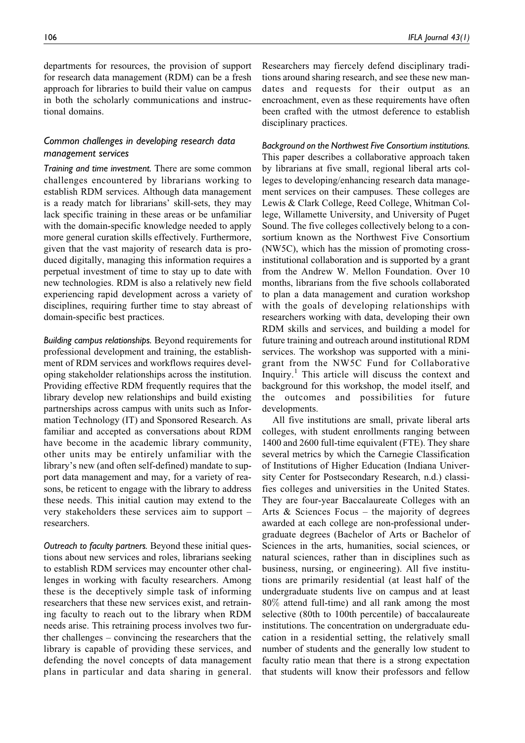departments for resources, the provision of support for research data management (RDM) can be a fresh approach for libraries to build their value on campus in both the scholarly communications and instructional domains.

### *Common challenges in developing research data management services*

***Training and time investment.*** There are some common challenges encountered by librarians working to establish RDM services. Although data management is a ready match for librarians' skill-sets, they may lack specific training in these areas or be unfamiliar with the domain-specific knowledge needed to apply more general curation skills effectively. Furthermore, given that the vast majority of research data is produced digitally, managing this information requires a perpetual investment of time to stay up to date with new technologies. RDM is also a relatively new field experiencing rapid development across a variety of disciplines, requiring further time to stay abreast of domain-specific best practices.

***Building campus relationships.*** Beyond requirements for professional development and training, the establishment of RDM services and workflows requires developing stakeholder relationships across the institution. Providing effective RDM frequently requires that the library develop new relationships and build existing partnerships across campus with units such as Information Technology (IT) and Sponsored Research. As familiar and accepted as conversations about RDM have become in the academic library community, other units may be entirely unfamiliar with the library's new (and often self-defined) mandate to support data management and may, for a variety of reasons, be reticent to engage with the library to address these needs. This initial caution may extend to the very stakeholders these services aim to support – researchers.

***Outreach to faculty partners.*** Beyond these initial questions about new services and roles, librarians seeking to establish RDM services may encounter other challenges in working with faculty researchers. Among these is the deceptively simple task of informing researchers that these new services exist, and retraining faculty to reach out to the library when RDM needs arise. This retraining process involves two further challenges – convincing the researchers that the library is capable of providing these services, and defending the novel concepts of data management plans in particular and data sharing in general. Researchers may fiercely defend disciplinary traditions around sharing research, and see these new mandates and requests for their output as an encroachment, even as these requirements have often been crafted with the utmost deference to establish disciplinary practices.

***Background on the Northwest Five Consortium institutions.*** This paper describes a collaborative approach taken by librarians at five small, regional liberal arts colleges to developing/enhancing research data management services on their campuses. These colleges are Lewis & Clark College, Reed College, Whitman College, Willamette University, and University of Puget Sound. The five colleges collectively belong to a consortium known as the Northwest Five Consortium (NW5C), which has the mission of promoting cross-institutional collaboration and is supported by a grant from the Andrew W. Mellon Foundation. Over 10 months, librarians from the five schools collaborated to plan a data management and curation workshop with the goals of developing relationships with researchers working with data, developing their own RDM skills and services, and building a model for future training and outreach around institutional RDM services. The workshop was supported with a mini-grant from the NW5C Fund for Collaborative Inquiry.[1] This article will discuss the context and background for this workshop, the model itself, and the outcomes and possibilities for future developments.

All five institutions are small, private liberal arts colleges, with student enrollments ranging between 1400 and 2600 full-time equivalent (FTE). They share several metrics by which the Carnegie Classification of Institutions of Higher Education (Indiana University Center for Postsecondary Research, n.d.) classifies colleges and universities in the United States. They are four-year Baccalaureate Colleges with an Arts & Sciences Focus – the majority of degrees awarded at each college are non-professional undergraduate degrees (Bachelor of Arts or Bachelor of Sciences in the arts, humanities, social sciences, or natural sciences, rather than in disciplines such as business, nursing, or engineering). All five institutions are primarily residential (at least half of the undergraduate students live on campus and at least 80% attend full-time) and all rank among the most selective (80th to 100th percentile) of baccalaureate institutions. The concentration on undergraduate education in a residential setting, the relatively small number of students and the generally low student to faculty ratio mean that there is a strong expectation that students will know their professors and fellow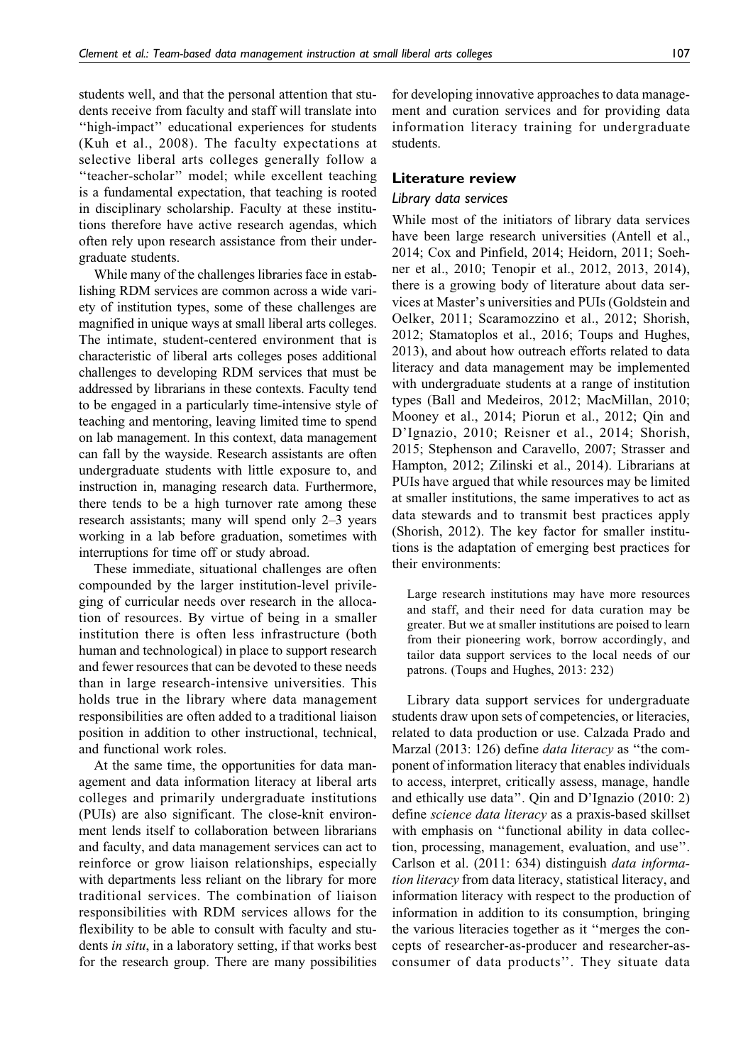students well, and that the personal attention that students receive from faculty and staff will translate into "high-impact" educational experiences for students (Kuh et al., 2008). The faculty expectations at selective liberal arts colleges generally follow a "teacher-scholar" model; while excellent teaching is a fundamental expectation, that teaching is rooted in disciplinary scholarship. Faculty at these institutions therefore have active research agendas, which often rely upon research assistance from their undergraduate students.

While many of the challenges libraries face in establishing RDM services are common across a wide variety of institution types, some of these challenges are magnified in unique ways at small liberal arts colleges. The intimate, student-centered environment that is characteristic of liberal arts colleges poses additional challenges to developing RDM services that must be addressed by librarians in these contexts. Faculty tend to be engaged in a particularly time-intensive style of teaching and mentoring, leaving limited time to spend on lab management. In this context, data management can fall by the wayside. Research assistants are often undergraduate students with little exposure to, and instruction in, managing research data. Furthermore, there tends to be a high turnover rate among these research assistants; many will spend only 2–3 years working in a lab before graduation, sometimes with interruptions for time off or study abroad.

These immediate, situational challenges are often compounded by the larger institution-level privileging of curricular needs over research in the allocation of resources. By virtue of being in a smaller institution there is often less infrastructure (both human and technological) in place to support research and fewer resources that can be devoted to these needs than in large research-intensive universities. This holds true in the library where data management responsibilities are often added to a traditional liaison position in addition to other instructional, technical, and functional work roles.

At the same time, the opportunities for data management and data information literacy at liberal arts colleges and primarily undergraduate institutions (PUIs) are also significant. The close-knit environment lends itself to collaboration between librarians and faculty, and data management services can act to reinforce or grow liaison relationships, especially with departments less reliant on the library for more traditional services. The combination of liaison responsibilities with RDM services allows for the flexibility to be able to consult with faculty and students *in situ*, in a laboratory setting, if that works best for the research group. There are many possibilities for developing innovative approaches to data management and curation services and for providing data information literacy training for undergraduate students.

## Literature review

### Library data services

While most of the initiators of library data services have been large research universities (Antell et al., 2014; Cox and Pinfield, 2014; Heidorn, 2011; Soehner et al., 2010; Tenopir et al., 2012, 2013, 2014), there is a growing body of literature about data services at Master's universities and PUIs (Goldstein and Oelker, 2011; Scaramozzino et al., 2012; Shorish, 2012; Stamatoplos et al., 2016; Toups and Hughes, 2013), and about how outreach efforts related to data literacy and data management may be implemented with undergraduate students at a range of institution types (Ball and Medeiros, 2012; MacMillan, 2010; Mooney et al., 2014; Piorun et al., 2012; Qin and D'Ignazio, 2010; Reisner et al., 2014; Shorish, 2015; Stephenson and Caravello, 2007; Strasser and Hampton, 2012; Zilinski et al., 2014). Librarians at PUIs have argued that while resources may be limited at smaller institutions, the same imperatives to act as data stewards and to transmit best practices apply (Shorish, 2012). The key factor for smaller institutions is the adaptation of emerging best practices for their environments:

> Large research institutions may have more resources and staff, and their need for data curation may be greater. But we at smaller institutions are poised to learn from their pioneering work, borrow accordingly, and tailor data support services to the local needs of our patrons. (Toups and Hughes, 2013: 232)

Library data support services for undergraduate students draw upon sets of competencies, or literacies, related to data production or use. Calzada Prado and Marzal (2013: 126) define *data literacy* as "the component of information literacy that enables individuals to access, interpret, critically assess, manage, handle and ethically use data". Qin and D'Ignazio (2010: 2) define *science data literacy* as a praxis-based skillset with emphasis on "functional ability in data collection, processing, management, evaluation, and use". Carlson et al. (2011: 634) distinguish *data information literacy* from data literacy, statistical literacy, and information literacy with respect to the production of information in addition to its consumption, bringing the various literacies together as it "merges the concepts of researcher-as-producer and researcher-as-consumer of data products". They situate data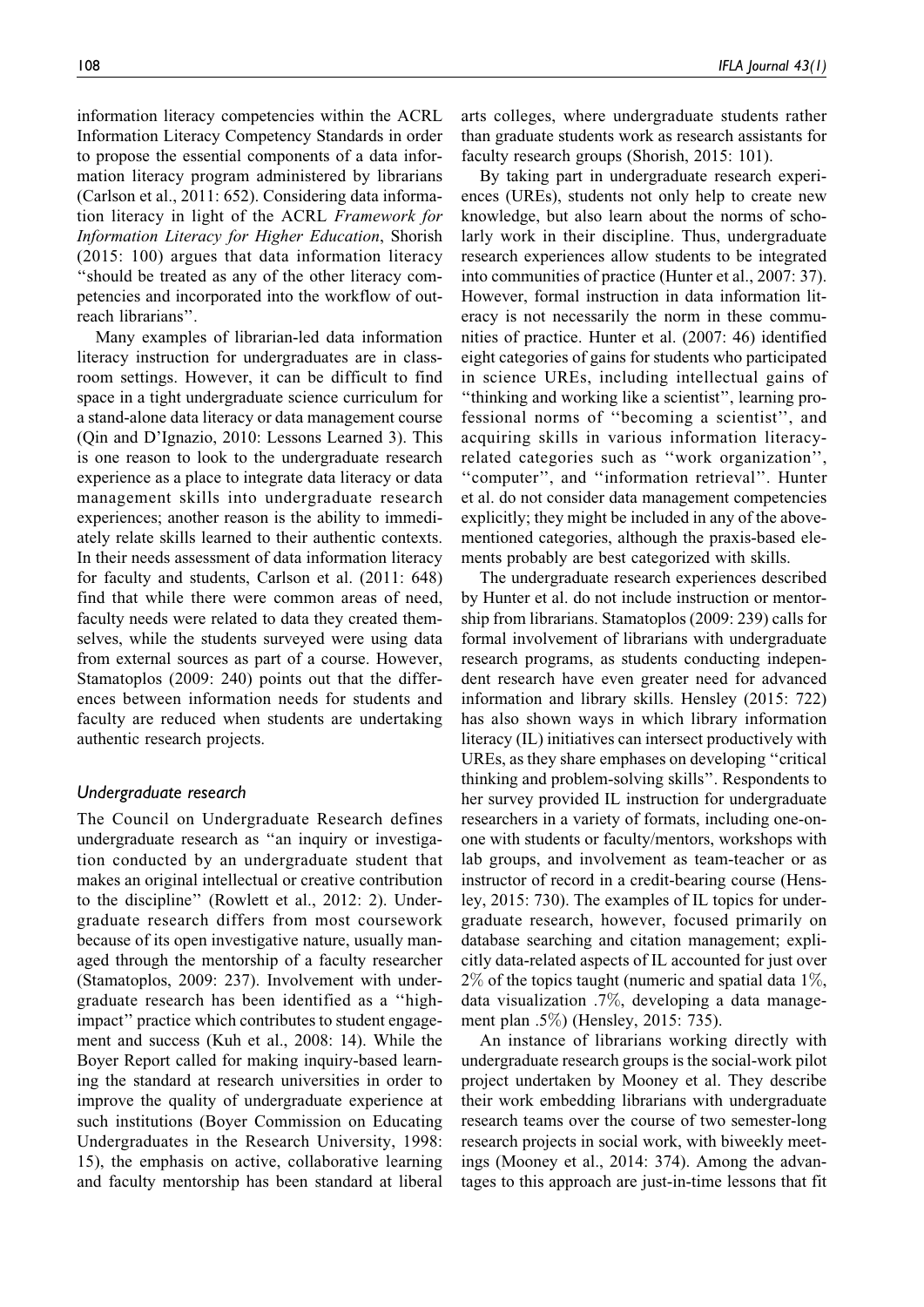information literacy competencies within the ACRL Information Literacy Competency Standards in order to propose the essential components of a data information literacy program administered by librarians (Carlson et al., 2011: 652). Considering data information literacy in light of the ACRL *Framework for Information Literacy for Higher Education*, Shorish (2015: 100) argues that data information literacy ''should be treated as any of the other literacy competencies and incorporated into the workflow of outreach librarians''.

Many examples of librarian-led data information literacy instruction for undergraduates are in classroom settings. However, it can be difficult to find space in a tight undergraduate science curriculum for a stand-alone data literacy or data management course (Qin and D'Ignazio, 2010: Lessons Learned 3). This is one reason to look to the undergraduate research experience as a place to integrate data literacy or data management skills into undergraduate research experiences; another reason is the ability to immediately relate skills learned to their authentic contexts. In their needs assessment of data information literacy for faculty and students, Carlson et al. (2011: 648) find that while there were common areas of need, faculty needs were related to data they created themselves, while the students surveyed were using data from external sources as part of a course. However, Stamatoplos (2009: 240) points out that the differences between information needs for students and faculty are reduced when students are undertaking authentic research projects.

### *Undergraduate research*

The Council on Undergraduate Research defines undergraduate research as ''an inquiry or investigation conducted by an undergraduate student that makes an original intellectual or creative contribution to the discipline'' (Rowlett et al., 2012: 2). Undergraduate research differs from most coursework because of its open investigative nature, usually managed through the mentorship of a faculty researcher (Stamatoplos, 2009: 237). Involvement with undergraduate research has been identified as a ''high-impact'' practice which contributes to student engagement and success (Kuh et al., 2008: 14). While the Boyer Report called for making inquiry-based learning the standard at research universities in order to improve the quality of undergraduate experience at such institutions (Boyer Commission on Educating Undergraduates in the Research University, 1998: 15), the emphasis on active, collaborative learning and faculty mentorship has been standard at liberal arts colleges, where undergraduate students rather than graduate students work as research assistants for faculty research groups (Shorish, 2015: 101).

By taking part in undergraduate research experiences (UREs), students not only help to create new knowledge, but also learn about the norms of scholarly work in their discipline. Thus, undergraduate research experiences allow students to be integrated into communities of practice (Hunter et al., 2007: 37). However, formal instruction in data information literacy is not necessarily the norm in these communities of practice. Hunter et al. (2007: 46) identified eight categories of gains for students who participated in science UREs, including intellectual gains of ''thinking and working like a scientist'', learning professional norms of ''becoming a scientist'', and acquiring skills in various information literacy-related categories such as ''work organization'', ''computer'', and ''information retrieval''. Hunter et al. do not consider data management competencies explicitly; they might be included in any of the above-mentioned categories, although the praxis-based elements probably are best categorized with skills.

The undergraduate research experiences described by Hunter et al. do not include instruction or mentorship from librarians. Stamatoplos (2009: 239) calls for formal involvement of librarians with undergraduate research programs, as students conducting independent research have even greater need for advanced information and library skills. Hensley (2015: 722) has also shown ways in which library information literacy (IL) initiatives can intersect productively with UREs, as they share emphases on developing ''critical thinking and problem-solving skills''. Respondents to her survey provided IL instruction for undergraduate researchers in a variety of formats, including one-on-one with students or faculty/mentors, workshops with lab groups, and involvement as team-teacher or as instructor of record in a credit-bearing course (Hensley, 2015: 730). The examples of IL topics for undergraduate research, however, focused primarily on database searching and citation management; explicitly data-related aspects of IL accounted for just over 2% of the topics taught (numeric and spatial data 1%, data visualization .7%, developing a data management plan .5%) (Hensley, 2015: 735).

An instance of librarians working directly with undergraduate research groups is the social-work pilot project undertaken by Mooney et al. They describe their work embedding librarians with undergraduate research teams over the course of two semester-long research projects in social work, with biweekly meetings (Mooney et al., 2014: 374). Among the advantages to this approach are just-in-time lessons that fit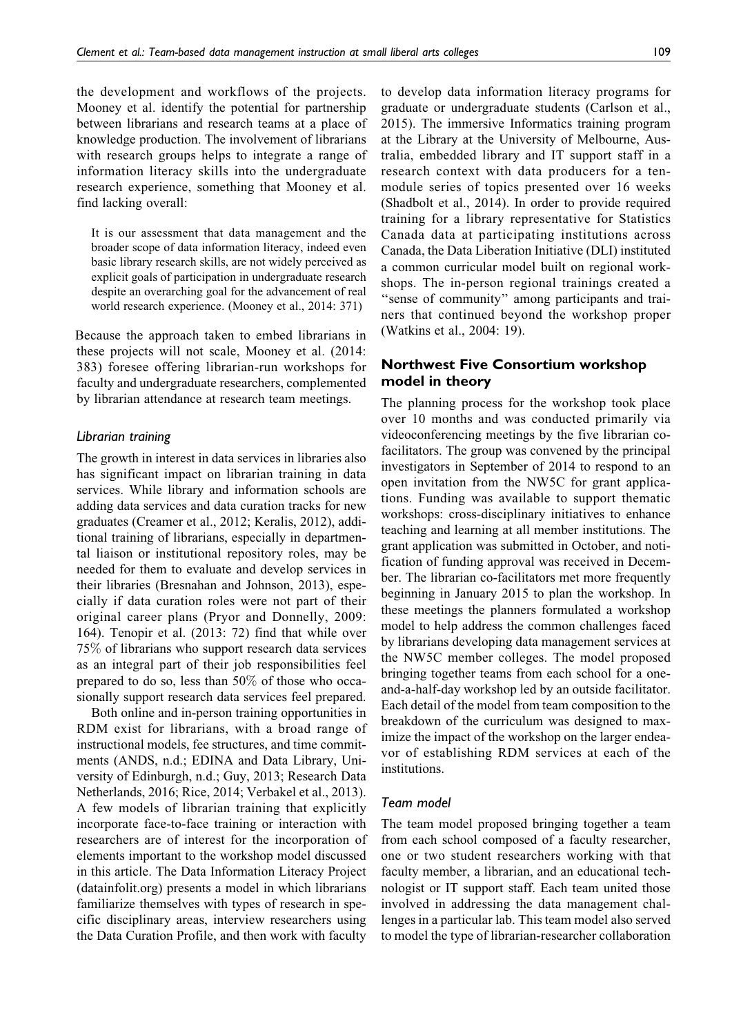the development and workflows of the projects. Mooney et al. identify the potential for partnership between librarians and research teams at a place of knowledge production. The involvement of librarians with research groups helps to integrate a range of information literacy skills into the undergraduate research experience, something that Mooney et al. find lacking overall:

> It is our assessment that data management and the broader scope of data information literacy, indeed even basic library research skills, are not widely perceived as explicit goals of participation in undergraduate research despite an overarching goal for the advancement of real world research experience. (Mooney et al., 2014: 371)

Because the approach taken to embed librarians in these projects will not scale, Mooney et al. (2014: 383) foresee offering librarian-run workshops for faculty and undergraduate researchers, complemented by librarian attendance at research team meetings.

### *Librarian training*

The growth in interest in data services in libraries also has significant impact on librarian training in data services. While library and information schools are adding data services and data curation tracks for new graduates (Creamer et al., 2012; Keralis, 2012), additional training of librarians, especially in departmental liaison or institutional repository roles, may be needed for them to evaluate and develop services in their libraries (Bresnahan and Johnson, 2013), especially if data curation roles were not part of their original career plans (Pryor and Donnelly, 2009: 164). Tenopir et al. (2013: 72) find that while over 75% of librarians who support research data services as an integral part of their job responsibilities feel prepared to do so, less than 50% of those who occasionally support research data services feel prepared.

Both online and in-person training opportunities in RDM exist for librarians, with a broad range of instructional models, fee structures, and time commitments (ANDS, n.d.; EDINA and Data Library, University of Edinburgh, n.d.; Guy, 2013; Research Data Netherlands, 2016; Rice, 2014; Verbakel et al., 2013). A few models of librarian training that explicitly incorporate face-to-face training or interaction with researchers are of interest for the incorporation of elements important to the workshop model discussed in this article. The Data Information Literacy Project (datainfolit.org) presents a model in which librarians familiarize themselves with types of research in specific disciplinary areas, interview researchers using the Data Curation Profile, and then work with faculty to develop data information literacy programs for graduate or undergraduate students (Carlson et al., 2015). The immersive Informatics training program at the Library at the University of Melbourne, Australia, embedded library and IT support staff in a research context with data producers for a ten-module series of topics presented over 16 weeks (Shadbolt et al., 2014). In order to provide required training for a library representative for Statistics Canada data at participating institutions across Canada, the Data Liberation Initiative (DLI) instituted a common curricular model built on regional workshops. The in-person regional trainings created a "sense of community" among participants and trainers that continued beyond the workshop proper (Watkins et al., 2004: 19).

## Northwest Five Consortium workshop model in theory

The planning process for the workshop took place over 10 months and was conducted primarily via videoconferencing meetings by the five librarian co-facilitators. The group was convened by the principal investigators in September of 2014 to respond to an open invitation from the NW5C for grant applications. Funding was available to support thematic workshops: cross-disciplinary initiatives to enhance teaching and learning at all member institutions. The grant application was submitted in October, and notification of funding approval was received in December. The librarian co-facilitators met more frequently beginning in January 2015 to plan the workshop. In these meetings the planners formulated a workshop model to help address the common challenges faced by librarians developing data management services at the NW5C member colleges. The model proposed bringing together teams from each school for a one-and-a-half-day workshop led by an outside facilitator. Each detail of the model from team composition to the breakdown of the curriculum was designed to maximize the impact of the workshop on the larger endeavor of establishing RDM services at each of the institutions.

### *Team model*

The team model proposed bringing together a team from each school composed of a faculty researcher, one or two student researchers working with that faculty member, a librarian, and an educational technologist or IT support staff. Each team united those involved in addressing the data management challenges in a particular lab. This team model also served to model the type of librarian-researcher collaboration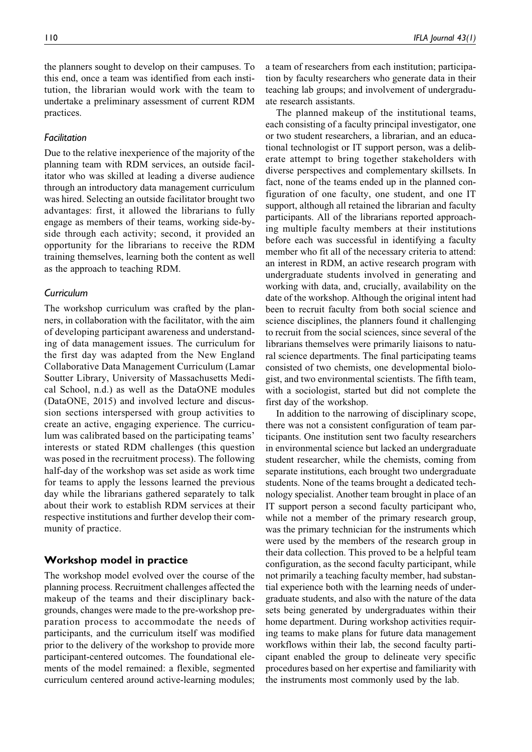the planners sought to develop on their campuses. To this end, once a team was identified from each institution, the librarian would work with the team to undertake a preliminary assessment of current RDM practices.

### *Facilitation*

Due to the relative inexperience of the majority of the planning team with RDM services, an outside facilitator who was skilled at leading a diverse audience through an introductory data management curriculum was hired. Selecting an outside facilitator brought two advantages: first, it allowed the librarians to fully engage as members of their teams, working side-by-side through each activity; second, it provided an opportunity for the librarians to receive the RDM training themselves, learning both the content as well as the approach to teaching RDM.

### *Curriculum*

The workshop curriculum was crafted by the planners, in collaboration with the facilitator, with the aim of developing participant awareness and understanding of data management issues. The curriculum for the first day was adapted from the New England Collaborative Data Management Curriculum (Lamar Soutter Library, University of Massachusetts Medical School, n.d.) as well as the DataONE modules (DataONE, 2015) and involved lecture and discussion sections interspersed with group activities to create an active, engaging experience. The curriculum was calibrated based on the participating teams' interests or stated RDM challenges (this question was posed in the recruitment process). The following half-day of the workshop was set aside as work time for teams to apply the lessons learned the previous day while the librarians gathered separately to talk about their work to establish RDM services at their respective institutions and further develop their community of practice.

## Workshop model in practice

The workshop model evolved over the course of the planning process. Recruitment challenges affected the makeup of the teams and their disciplinary backgrounds, changes were made to the pre-workshop preparation process to accommodate the needs of participants, and the curriculum itself was modified prior to the delivery of the workshop to provide more participant-centered outcomes. The foundational elements of the model remained: a flexible, segmented curriculum centered around active-learning modules; a team of researchers from each institution; participation by faculty researchers who generate data in their teaching lab groups; and involvement of undergraduate research assistants.

The planned makeup of the institutional teams, each consisting of a faculty principal investigator, one or two student researchers, a librarian, and an educational technologist or IT support person, was a deliberate attempt to bring together stakeholders with diverse perspectives and complementary skillsets. In fact, none of the teams ended up in the planned configuration of one faculty, one student, and one IT support, although all retained the librarian and faculty participants. All of the librarians reported approaching multiple faculty members at their institutions before each was successful in identifying a faculty member who fit all of the necessary criteria to attend: an interest in RDM, an active research program with undergraduate students involved in generating and working with data, and, crucially, availability on the date of the workshop. Although the original intent had been to recruit faculty from both social science and science disciplines, the planners found it challenging to recruit from the social sciences, since several of the librarians themselves were primarily liaisons to natural science departments. The final participating teams consisted of two chemists, one developmental biologist, and two environmental scientists. The fifth team, with a sociologist, started but did not complete the first day of the workshop.

In addition to the narrowing of disciplinary scope, there was not a consistent configuration of team participants. One institution sent two faculty researchers in environmental science but lacked an undergraduate student researcher, while the chemists, coming from separate institutions, each brought two undergraduate students. None of the teams brought a dedicated technology specialist. Another team brought in place of an IT support person a second faculty participant who, while not a member of the primary research group, was the primary technician for the instruments which were used by the members of the research group in their data collection. This proved to be a helpful team configuration, as the second faculty participant, while not primarily a teaching faculty member, had substantial experience both with the learning needs of undergraduate students, and also with the nature of the data sets being generated by undergraduates within their home department. During workshop activities requiring teams to make plans for future data management workflows within their lab, the second faculty participant enabled the group to delineate very specific procedures based on her expertise and familiarity with the instruments most commonly used by the lab.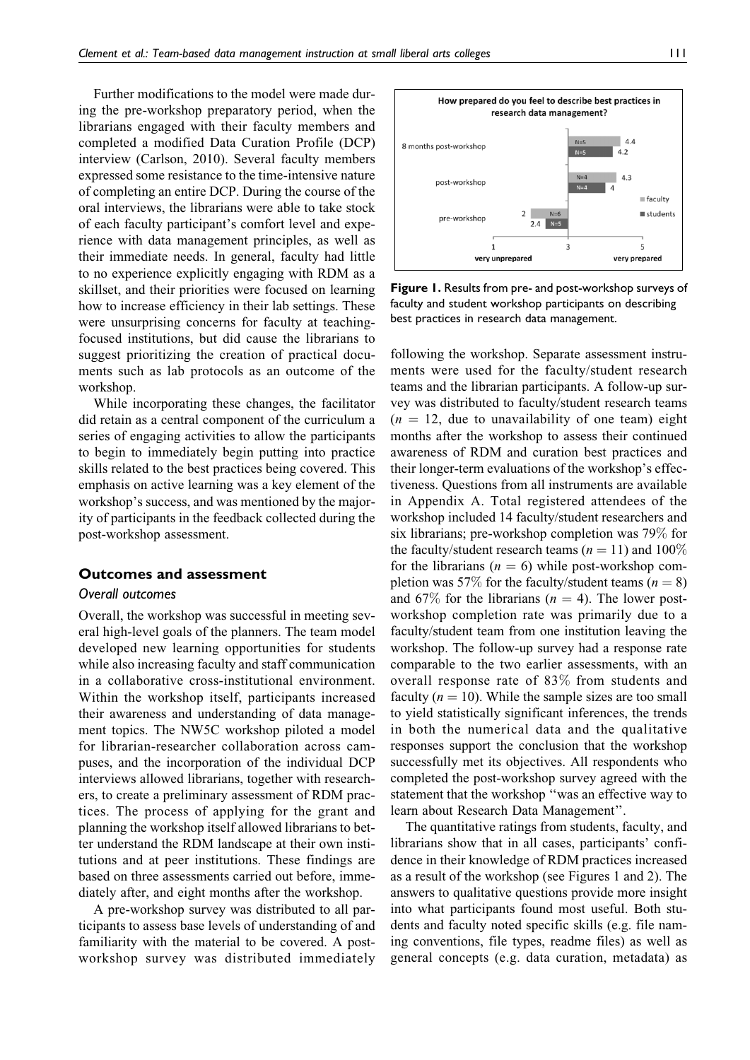Further modifications to the model were made during the pre-workshop preparatory period, when the librarians engaged with their faculty members and completed a modified Data Curation Profile (DCP) interview (Carlson, 2010). Several faculty members expressed some resistance to the time-intensive nature of completing an entire DCP. During the course of the oral interviews, the librarians were able to take stock of each faculty participant's comfort level and experience with data management principles, as well as their immediate needs. In general, faculty had little to no experience explicitly engaging with RDM as a skillset, and their priorities were focused on learning how to increase efficiency in their lab settings. These were unsurprising concerns for faculty at teaching-focused institutions, but did cause the librarians to suggest prioritizing the creation of practical documents such as lab protocols as an outcome of the workshop.

While incorporating these changes, the facilitator did retain as a central component of the curriculum a series of engaging activities to allow the participants to begin to immediately begin putting into practice skills related to the best practices being covered. This emphasis on active learning was a key element of the workshop's success, and was mentioned by the majority of participants in the feedback collected during the post-workshop assessment.

## Outcomes and assessment

### Overall outcomes

Overall, the workshop was successful in meeting several high-level goals of the planners. The team model developed new learning opportunities for students while also increasing faculty and staff communication in a collaborative cross-institutional environment. Within the workshop itself, participants increased their awareness and understanding of data management topics. The NW5C workshop piloted a model for librarian-researcher collaboration across campuses, and the incorporation of the individual DCP interviews allowed librarians, together with researchers, to create a preliminary assessment of RDM practices. The process of applying for the grant and planning the workshop itself allowed librarians to better understand the RDM landscape at their own institutions and at peer institutions. These findings are based on three assessments carried out before, immediately after, and eight months after the workshop.

A pre-workshop survey was distributed to all participants to assess base levels of understanding of and familiarity with the material to be covered. A post-workshop survey was distributed immediately following the workshop. Separate assessment instruments were used for the faculty/student research teams and the librarian participants. A follow-up survey was distributed to faculty/student research teams ($n = 12$, due to unavailability of one team) eight months after the workshop to assess their continued awareness of RDM and curation best practices and their longer-term evaluations of the workshop's effectiveness. Questions from all instruments are available in Appendix A. Total registered attendees of the workshop included 14 faculty/student researchers and six librarians; pre-workshop completion was 79% for the faculty/student research teams ($n = 11$) and 100% for the librarians ($n = 6$) while post-workshop completion was 57% for the faculty/student teams ($n = 8$) and 67% for the librarians ($n = 4$). The lower post-workshop completion rate was primarily due to a faculty/student team from one institution leaving the workshop. The follow-up survey had a response rate comparable to the two earlier assessments, with an overall response rate of 83% from students and faculty ($n = 10$). While the sample sizes are too small to yield statistically significant inferences, the trends in both the numerical data and the qualitative responses support the conclusion that the workshop successfully met its objectives. All respondents who completed the post-workshop survey agreed with the statement that the workshop "was an effective way to learn about Research Data Management".

**How prepared do you feel to describe best practices in research data management?**

| | Faculty | Students |
|---|---|---|
| 8 months post-workshop | 4.4 (N=5) | 4.2 (N=5) |
| post-workshop | 4.3 (N=4) | 4 (N=4) |
| pre-workshop | 2 (N=6) | 2.4 (N=5) |

Scale: 1 = very unprepared, 5 = very prepared

**Figure 1.** Results from pre- and post-workshop surveys of faculty and student workshop participants on describing best practices in research data management.

The quantitative ratings from students, faculty, and librarians show that in all cases, participants' confidence in their knowledge of RDM practices increased as a result of the workshop (see Figures 1 and 2). The answers to qualitative questions provide more insight into what participants found most useful. Both students and faculty noted specific skills (e.g. file naming conventions, file types, readme files) as well as general concepts (e.g. data curation, metadata) as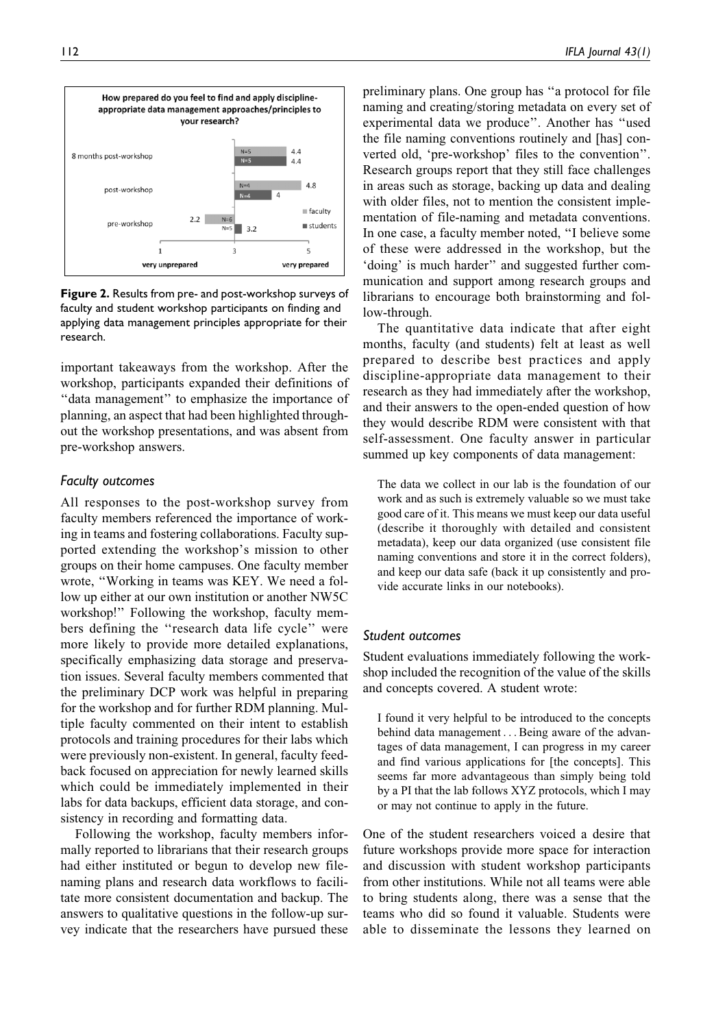How prepared do you feel to find and apply discipline-appropriate data management approaches/principles to your research?

| | faculty | students |
| --- | --- | --- |
| 8 months post-workshop | 4.4 (N=5) | 4.4 (N=5) |
| post-workshop | 4.8 (N=4) | 4 (N=4) |
| pre-workshop | 2.2 (N=6) | 3.2 (N=5) |

Scale: 1 = very unprepared, 5 = very prepared

**Figure 2.** Results from pre- and post-workshop surveys of faculty and student workshop participants on finding and applying data management principles appropriate for their research.

important takeaways from the workshop. After the workshop, participants expanded their definitions of "data management" to emphasize the importance of planning, an aspect that had been highlighted throughout the workshop presentations, and was absent from pre-workshop answers.

### *Faculty outcomes*

All responses to the post-workshop survey from faculty members referenced the importance of working in teams and fostering collaborations. Faculty supported extending the workshop's mission to other groups on their home campuses. One faculty member wrote, "Working in teams was KEY. We need a follow up either at our own institution or another NW5C workshop!" Following the workshop, faculty members defining the "research data life cycle" were more likely to provide more detailed explanations, specifically emphasizing data storage and preservation issues. Several faculty members commented that the preliminary DCP work was helpful in preparing for the workshop and for further RDM planning. Multiple faculty commented on their intent to establish protocols and training procedures for their labs which were previously non-existent. In general, faculty feedback focused on appreciation for newly learned skills which could be immediately implemented in their labs for data backups, efficient data storage, and consistency in recording and formatting data.

Following the workshop, faculty members informally reported to librarians that their research groups had either instituted or begun to develop new file-naming plans and research data workflows to facilitate more consistent documentation and backup. The answers to qualitative questions in the follow-up survey indicate that the researchers have pursued these preliminary plans. One group has "a protocol for file naming and creating/storing metadata on every set of experimental data we produce". Another has "used the file naming conventions routinely and [has] converted old, 'pre-workshop' files to the convention". Research groups report that they still face challenges in areas such as storage, backing up data and dealing with older files, not to mention the consistent implementation of file-naming and metadata conventions. In one case, a faculty member noted, "I believe some of these were addressed in the workshop, but the 'doing' is much harder" and suggested further communication and support among research groups and librarians to encourage both brainstorming and follow-through.

The quantitative data indicate that after eight months, faculty (and students) felt at least as well prepared to describe best practices and apply discipline-appropriate data management to their research as they had immediately after the workshop, and their answers to the open-ended question of how they would describe RDM were consistent with that self-assessment. One faculty answer in particular summed up key components of data management:

> The data we collect in our lab is the foundation of our work and as such is extremely valuable so we must take good care of it. This means we must keep our data useful (describe it thoroughly with detailed and consistent metadata), keep our data organized (use consistent file naming conventions and store it in the correct folders), and keep our data safe (back it up consistently and provide accurate links in our notebooks).

### *Student outcomes*

Student evaluations immediately following the workshop included the recognition of the value of the skills and concepts covered. A student wrote:

> I found it very helpful to be introduced to the concepts behind data management . . . Being aware of the advantages of data management, I can progress in my career and find various applications for [the concepts]. This seems far more advantageous than simply being told by a PI that the lab follows XYZ protocols, which I may or may not continue to apply in the future.

One of the student researchers voiced a desire that future workshops provide more space for interaction and discussion with student workshop participants from other institutions. While not all teams were able to bring students along, there was a sense that the teams who did so found it valuable. Students were able to disseminate the lessons they learned on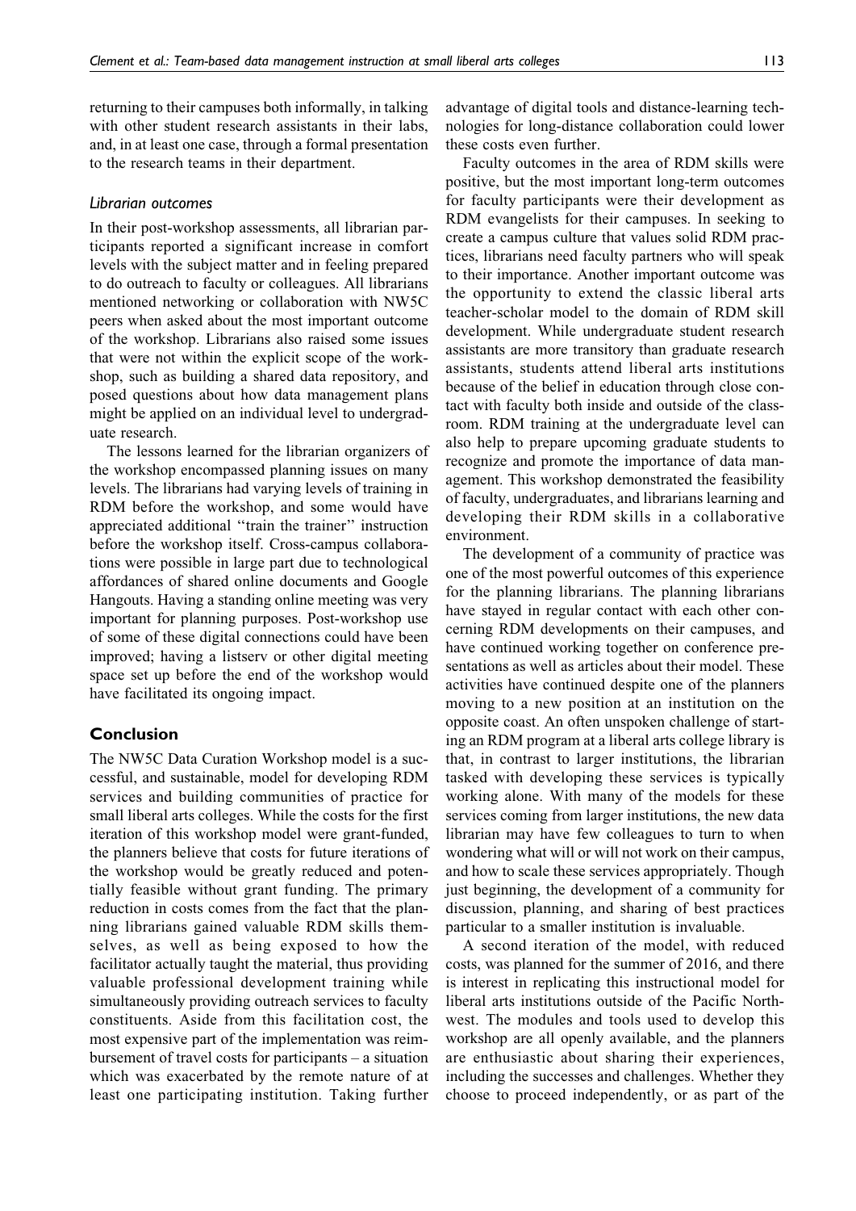returning to their campuses both informally, in talking with other student research assistants in their labs, and, in at least one case, through a formal presentation to the research teams in their department.

### *Librarian outcomes*

In their post-workshop assessments, all librarian participants reported a significant increase in comfort levels with the subject matter and in feeling prepared to do outreach to faculty or colleagues. All librarians mentioned networking or collaboration with NW5C peers when asked about the most important outcome of the workshop. Librarians also raised some issues that were not within the explicit scope of the workshop, such as building a shared data repository, and posed questions about how data management plans might be applied on an individual level to undergraduate research.

The lessons learned for the librarian organizers of the workshop encompassed planning issues on many levels. The librarians had varying levels of training in RDM before the workshop, and some would have appreciated additional ''train the trainer'' instruction before the workshop itself. Cross-campus collaborations were possible in large part due to technological affordances of shared online documents and Google Hangouts. Having a standing online meeting was very important for planning purposes. Post-workshop use of some of these digital connections could have been improved; having a listserv or other digital meeting space set up before the end of the workshop would have facilitated its ongoing impact.

## Conclusion

The NW5C Data Curation Workshop model is a successful, and sustainable, model for developing RDM services and building communities of practice for small liberal arts colleges. While the costs for the first iteration of this workshop model were grant-funded, the planners believe that costs for future iterations of the workshop would be greatly reduced and potentially feasible without grant funding. The primary reduction in costs comes from the fact that the planning librarians gained valuable RDM skills themselves, as well as being exposed to how the facilitator actually taught the material, thus providing valuable professional development training while simultaneously providing outreach services to faculty constituents. Aside from this facilitation cost, the most expensive part of the implementation was reimbursement of travel costs for participants – a situation which was exacerbated by the remote nature of at least one participating institution. Taking further advantage of digital tools and distance-learning technologies for long-distance collaboration could lower these costs even further.

Faculty outcomes in the area of RDM skills were positive, but the most important long-term outcomes for faculty participants were their development as RDM evangelists for their campuses. In seeking to create a campus culture that values solid RDM practices, librarians need faculty partners who will speak to their importance. Another important outcome was the opportunity to extend the classic liberal arts teacher-scholar model to the domain of RDM skill development. While undergraduate student research assistants are more transitory than graduate research assistants, students attend liberal arts institutions because of the belief in education through close contact with faculty both inside and outside of the classroom. RDM training at the undergraduate level can also help to prepare upcoming graduate students to recognize and promote the importance of data management. This workshop demonstrated the feasibility of faculty, undergraduates, and librarians learning and developing their RDM skills in a collaborative environment.

The development of a community of practice was one of the most powerful outcomes of this experience for the planning librarians. The planning librarians have stayed in regular contact with each other concerning RDM developments on their campuses, and have continued working together on conference presentations as well as articles about their model. These activities have continued despite one of the planners moving to a new position at an institution on the opposite coast. An often unspoken challenge of starting an RDM program at a liberal arts college library is that, in contrast to larger institutions, the librarian tasked with developing these services is typically working alone. With many of the models for these services coming from larger institutions, the new data librarian may have few colleagues to turn to when wondering what will or will not work on their campus, and how to scale these services appropriately. Though just beginning, the development of a community for discussion, planning, and sharing of best practices particular to a smaller institution is invaluable.

A second iteration of the model, with reduced costs, was planned for the summer of 2016, and there is interest in replicating this instructional model for liberal arts institutions outside of the Pacific Northwest. The modules and tools used to develop this workshop are all openly available, and the planners are enthusiastic about sharing their experiences, including the successes and challenges. Whether they choose to proceed independently, or as part of the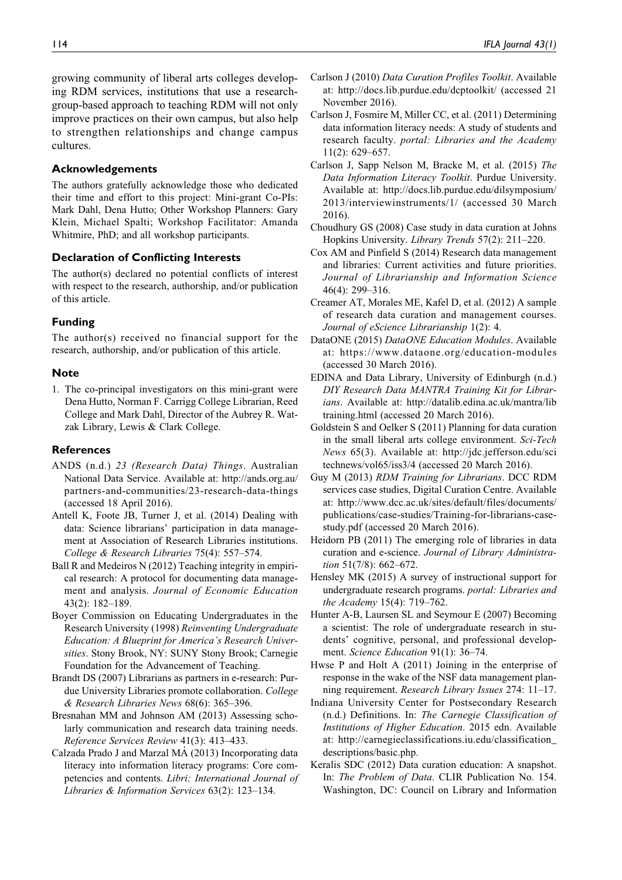growing community of liberal arts colleges developing RDM services, institutions that use a research-group-based approach to teaching RDM will not only improve practices on their own campus, but also help to strengthen relationships and change campus cultures.

### Acknowledgements

The authors gratefully acknowledge those who dedicated their time and effort to this project: Mini-grant Co-PIs: Mark Dahl, Dena Hutto; Other Workshop Planners: Gary Klein, Michael Spalti; Workshop Facilitator: Amanda Whitmire, PhD; and all workshop participants.

### Declaration of Conflicting Interests

The author(s) declared no potential conflicts of interest with respect to the research, authorship, and/or publication of this article.

### Funding

The author(s) received no financial support for the research, authorship, and/or publication of this article.

### Note

1. The co-principal investigators on this mini-grant were Dena Hutto, Norman F. Carrigg College Librarian, Reed College and Mark Dahl, Director of the Aubrey R. Watzak Library, Lewis & Clark College.

### References

ANDS (n.d.) *23 (Research Data) Things*. Australian National Data Service. Available at: http://ands.org.au/partners-and-communities/23-research-data-things (accessed 18 April 2016).

Antell K, Foote JB, Turner J, et al. (2014) Dealing with data: Science librarians' participation in data management at Association of Research Libraries institutions. *College & Research Libraries* 75(4): 557–574.

Ball R and Medeiros N (2012) Teaching integrity in empirical research: A protocol for documenting data management and analysis. *Journal of Economic Education* 43(2): 182–189.

Boyer Commission on Educating Undergraduates in the Research University (1998) *Reinventing Undergraduate Education: A Blueprint for America's Research Universities*. Stony Brook, NY: SUNY Stony Brook; Carnegie Foundation for the Advancement of Teaching.

Brandt DS (2007) Librarians as partners in e-research: Purdue University Libraries promote collaboration. *College & Research Libraries News* 68(6): 365–396.

Bresnahan MM and Johnson AM (2013) Assessing scholarly communication and research data training needs. *Reference Services Review* 41(3): 413–433.

Calzada Prado J and Marzal MÁ (2013) Incorporating data literacy into information literacy programs: Core competencies and contents. *Libri: International Journal of Libraries & Information Services* 63(2): 123–134.

Carlson J (2010) *Data Curation Profiles Toolkit*. Available at: http://docs.lib.purdue.edu/dcptoolkit/ (accessed 21 November 2016).

Carlson J, Fosmire M, Miller CC, et al. (2011) Determining data information literacy needs: A study of students and research faculty. *portal: Libraries and the Academy* 11(2): 629–657.

Carlson J, Sapp Nelson M, Bracke M, et al. (2015) *The Data Information Literacy Toolkit*. Purdue University. Available at: http://docs.lib.purdue.edu/dilsymposium/2013/interviewinstruments/1/ (accessed 30 March 2016).

Choudhury GS (2008) Case study in data curation at Johns Hopkins University. *Library Trends* 57(2): 211–220.

Cox AM and Pinfield S (2014) Research data management and libraries: Current activities and future priorities. *Journal of Librarianship and Information Science* 46(4): 299–316.

Creamer AT, Morales ME, Kafel D, et al. (2012) A sample of research data curation and management courses. *Journal of eScience Librarianship* 1(2): 4.

DataONE (2015) *DataONE Education Modules*. Available at: https://www.dataone.org/education-modules (accessed 30 March 2016).

EDINA and Data Library, University of Edinburgh (n.d.) *DIY Research Data MANTRA Training Kit for Librarians*. Available at: http://datalib.edina.ac.uk/mantra/libtraining.html (accessed 20 March 2016).

Goldstein S and Oelker S (2011) Planning for data curation in the small liberal arts college environment. *Sci-Tech News* 65(3). Available at: http://jdc.jefferson.edu/scitechnews/vol65/iss3/4 (accessed 20 March 2016).

Guy M (2013) *RDM Training for Librarians*. DCC RDM services case studies, Digital Curation Centre. Available at: http://www.dcc.ac.uk/sites/default/files/documents/publications/case-studies/Training-for-librarians-case-study.pdf (accessed 20 March 2016).

Heidorn PB (2011) The emerging role of libraries in data curation and e-science. *Journal of Library Administration* 51(7/8): 662–672.

Hensley MK (2015) A survey of instructional support for undergraduate research programs. *portal: Libraries and the Academy* 15(4): 719–762.

Hunter A-B, Laursen SL and Seymour E (2007) Becoming a scientist: The role of undergraduate research in students' cognitive, personal, and professional development. *Science Education* 91(1): 36–74.

Hwse P and Holt A (2011) Joining in the enterprise of response in the wake of the NSF data management planning requirement. *Research Library Issues* 274: 11–17.

Indiana University Center for Postsecondary Research (n.d.) Definitions. In: *The Carnegie Classification of Institutions of Higher Education*. 2015 edn. Available at: http://carnegieclassifications.iu.edu/classification_descriptions/basic.php.

Keralis SDC (2012) Data curation education: A snapshot. In: *The Problem of Data*. CLIR Publication No. 154. Washington, DC: Council on Library and Information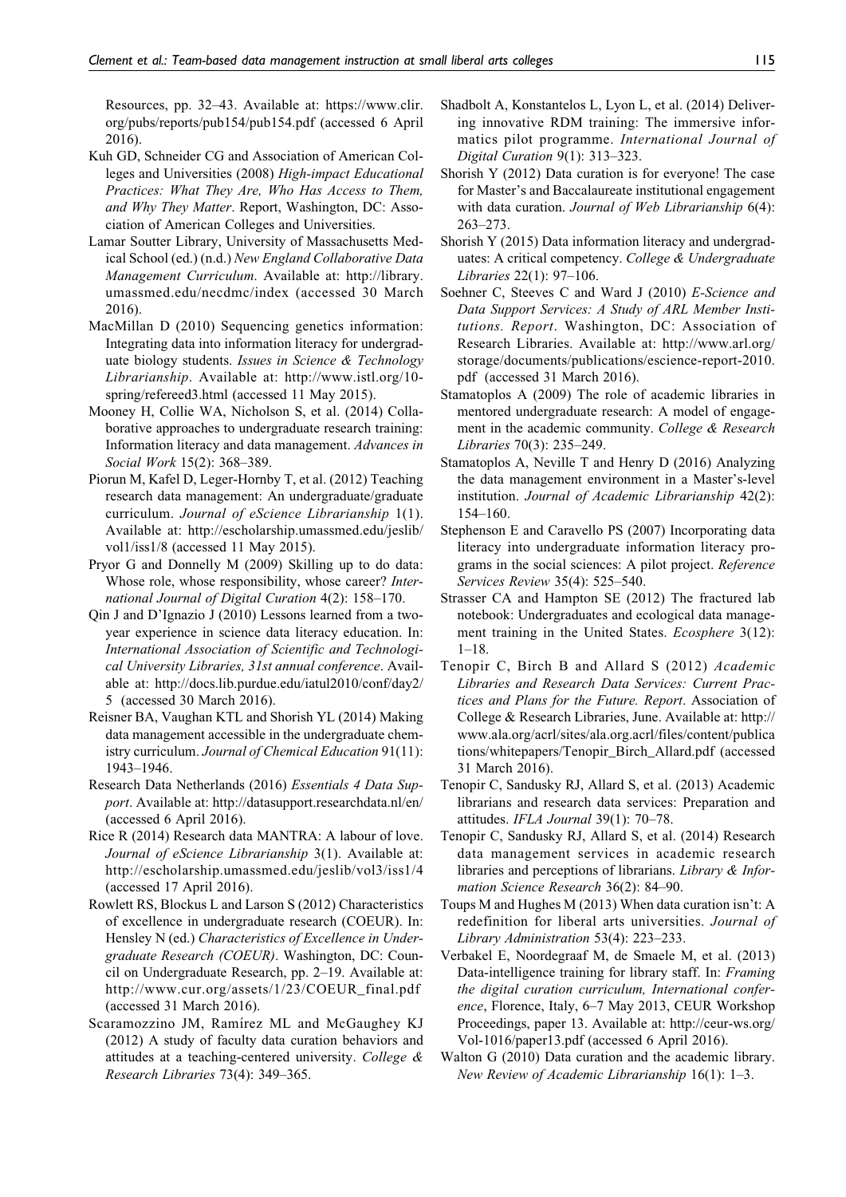Resources, pp. 32–43. Available at: https://www.clir.org/pubs/reports/pub154/pub154.pdf (accessed 6 April 2016).

Kuh GD, Schneider CG and Association of American Colleges and Universities (2008) *High-impact Educational Practices: What They Are, Who Has Access to Them, and Why They Matter*. Report, Washington, DC: Association of American Colleges and Universities.

Lamar Soutter Library, University of Massachusetts Medical School (ed.) (n.d.) *New England Collaborative Data Management Curriculum*. Available at: http://library.umassmed.edu/necdmc/index (accessed 30 March 2016).

MacMillan D (2010) Sequencing genetics information: Integrating data into information literacy for undergraduate biology students. *Issues in Science & Technology Librarianship*. Available at: http://www.istl.org/10-spring/refereed3.html (accessed 11 May 2015).

Mooney H, Collie WA, Nicholson S, et al. (2014) Collaborative approaches to undergraduate research training: Information literacy and data management. *Advances in Social Work* 15(2): 368–389.

Piorun M, Kafel D, Leger-Hornby T, et al. (2012) Teaching research data management: An undergraduate/graduate curriculum. *Journal of eScience Librarianship* 1(1). Available at: http://escholarship.umassmed.edu/jeslib/vol1/iss1/8 (accessed 11 May 2015).

Pryor G and Donnelly M (2009) Skilling up to do data: Whose role, whose responsibility, whose career? *International Journal of Digital Curation* 4(2): 158–170.

Qin J and D'Ignazio J (2010) Lessons learned from a two-year experience in science data literacy education. In: *International Association of Scientific and Technological University Libraries, 31st annual conference*. Available at: http://docs.lib.purdue.edu/iatul2010/conf/day2/5 (accessed 30 March 2016).

Reisner BA, Vaughan KTL and Shorish YL (2014) Making data management accessible in the undergraduate chemistry curriculum. *Journal of Chemical Education* 91(11): 1943–1946.

Research Data Netherlands (2016) *Essentials 4 Data Support*. Available at: http://datasupport.researchdata.nl/en/ (accessed 6 April 2016).

Rice R (2014) Research data MANTRA: A labour of love. *Journal of eScience Librarianship* 3(1). Available at: http://escholarship.umassmed.edu/jeslib/vol3/iss1/4 (accessed 17 April 2016).

Rowlett RS, Blockus L and Larson S (2012) Characteristics of excellence in undergraduate research (COEUR). In: Hensley N (ed.) *Characteristics of Excellence in Undergraduate Research (COEUR)*. Washington, DC: Council on Undergraduate Research, pp. 2–19. Available at: http://www.cur.org/assets/1/23/COEUR_final.pdf (accessed 31 March 2016).

Scaramozzino JM, Ramírez ML and McGaughey KJ (2012) A study of faculty data curation behaviors and attitudes at a teaching-centered university. *College & Research Libraries* 73(4): 349–365.

Shadbolt A, Konstantelos L, Lyon L, et al. (2014) Delivering innovative RDM training: The immersive informatics pilot programme. *International Journal of Digital Curation* 9(1): 313–323.

Shorish Y (2012) Data curation is for everyone! The case for Master's and Baccalaureate institutional engagement with data curation. *Journal of Web Librarianship* 6(4): 263–273.

Shorish Y (2015) Data information literacy and undergraduates: A critical competency. *College & Undergraduate Libraries* 22(1): 97–106.

Soehner C, Steeves C and Ward J (2010) *E-Science and Data Support Services: A Study of ARL Member Institutions. Report*. Washington, DC: Association of Research Libraries. Available at: http://www.arl.org/storage/documents/publications/escience-report-2010.pdf (accessed 31 March 2016).

Stamatoplos A (2009) The role of academic libraries in mentored undergraduate research: A model of engagement in the academic community. *College & Research Libraries* 70(3): 235–249.

Stamatoplos A, Neville T and Henry D (2016) Analyzing the data management environment in a Master's-level institution. *Journal of Academic Librarianship* 42(2): 154–160.

Stephenson E and Caravello PS (2007) Incorporating data literacy into undergraduate information literacy programs in the social sciences: A pilot project. *Reference Services Review* 35(4): 525–540.

Strasser CA and Hampton SE (2012) The fractured lab notebook: Undergraduates and ecological data management training in the United States. *Ecosphere* 3(12): 1–18.

Tenopir C, Birch B and Allard S (2012) *Academic Libraries and Research Data Services: Current Practices and Plans for the Future. Report*. Association of College & Research Libraries, June. Available at: http://www.ala.org/acrl/sites/ala.org.acrl/files/content/publications/whitepapers/Tenopir_Birch_Allard.pdf (accessed 31 March 2016).

Tenopir C, Sandusky RJ, Allard S, et al. (2013) Academic librarians and research data services: Preparation and attitudes. *IFLA Journal* 39(1): 70–78.

Tenopir C, Sandusky RJ, Allard S, et al. (2014) Research data management services in academic research libraries and perceptions of librarians. *Library & Information Science Research* 36(2): 84–90.

Toups M and Hughes M (2013) When data curation isn't: A redefinition for liberal arts universities. *Journal of Library Administration* 53(4): 223–233.

Verbakel E, Noordegraaf M, de Smaele M, et al. (2013) Data-intelligence training for library staff. In: *Framing the digital curation curriculum, International conference*, Florence, Italy, 6–7 May 2013, CEUR Workshop Proceedings, paper 13. Available at: http://ceur-ws.org/Vol-1016/paper13.pdf (accessed 6 April 2016).

Walton G (2010) Data curation and the academic library. *New Review of Academic Librarianship* 16(1): 1–3.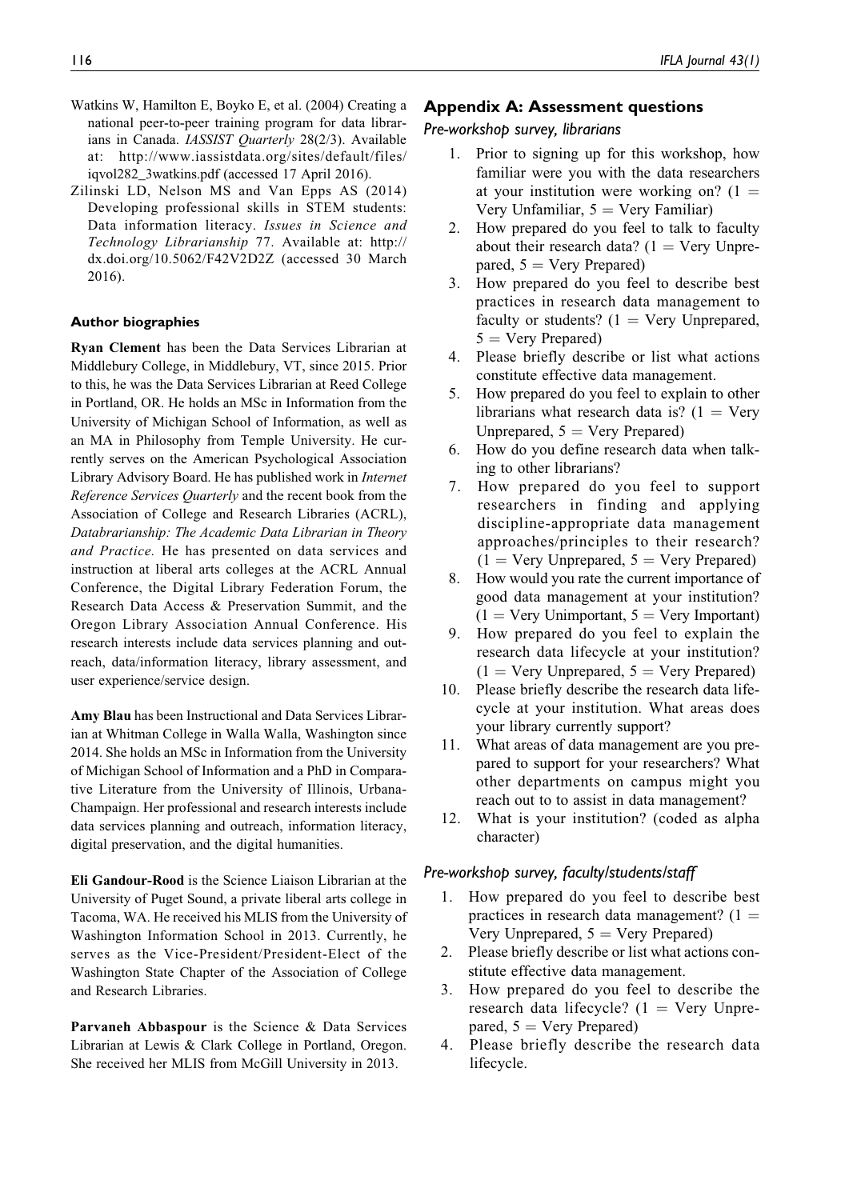Watkins W, Hamilton E, Boyko E, et al. (2004) Creating a national peer-to-peer training program for data librarians in Canada. *IASSIST Quarterly* 28(2/3). Available at: http://www.iassistdata.org/sites/default/files/iqvol282_3watkins.pdf (accessed 17 April 2016).

Zilinski LD, Nelson MS and Van Epps AS (2014) Developing professional skills in STEM students: Data information literacy. *Issues in Science and Technology Librarianship* 77. Available at: http://dx.doi.org/10.5062/F42V2D2Z (accessed 30 March 2016).

#### Author biographies

**Ryan Clement** has been the Data Services Librarian at Middlebury College, in Middlebury, VT, since 2015. Prior to this, he was the Data Services Librarian at Reed College in Portland, OR. He holds an MSc in Information from the University of Michigan School of Information, as well as an MA in Philosophy from Temple University. He currently serves on the American Psychological Association Library Advisory Board. He has published work in *Internet Reference Services Quarterly* and the recent book from the Association of College and Research Libraries (ACRL), *Databrarianship: The Academic Data Librarian in Theory and Practice.* He has presented on data services and instruction at liberal arts colleges at the ACRL Annual Conference, the Digital Library Federation Forum, the Research Data Access & Preservation Summit, and the Oregon Library Association Annual Conference. His research interests include data services planning and outreach, data/information literacy, library assessment, and user experience/service design.

**Amy Blau** has been Instructional and Data Services Librarian at Whitman College in Walla Walla, Washington since 2014. She holds an MSc in Information from the University of Michigan School of Information and a PhD in Comparative Literature from the University of Illinois, Urbana-Champaign. Her professional and research interests include data services planning and outreach, information literacy, digital preservation, and the digital humanities.

**Eli Gandour-Rood** is the Science Liaison Librarian at the University of Puget Sound, a private liberal arts college in Tacoma, WA. He received his MLIS from the University of Washington Information School in 2013. Currently, he serves as the Vice-President/President-Elect of the Washington State Chapter of the Association of College and Research Libraries.

**Parvaneh Abbaspour** is the Science & Data Services Librarian at Lewis & Clark College in Portland, Oregon. She received her MLIS from McGill University in 2013.

## Appendix A: Assessment questions

### *Pre-workshop survey, librarians*

1. Prior to signing up for this workshop, how familiar were you with the data researchers at your institution were working on? (1 = Very Unfamiliar, 5 = Very Familiar)
2. How prepared do you feel to talk to faculty about their research data? (1 = Very Unprepared, 5 = Very Prepared)
3. How prepared do you feel to describe best practices in research data management to faculty or students? (1 = Very Unprepared, 5 = Very Prepared)
4. Please briefly describe or list what actions constitute effective data management.
5. How prepared do you feel to explain to other librarians what research data is? (1 = Very Unprepared, 5 = Very Prepared)
6. How do you define research data when talking to other librarians?
7. How prepared do you feel to support researchers in finding and applying discipline-appropriate data management approaches/principles to their research? (1 = Very Unprepared, 5 = Very Prepared)
8. How would you rate the current importance of good data management at your institution? (1 = Very Unimportant, 5 = Very Important)
9. How prepared do you feel to explain the research data lifecycle at your institution? (1 = Very Unprepared, 5 = Very Prepared)
10. Please briefly describe the research data lifecycle at your institution. What areas does your library currently support?
11. What areas of data management are you prepared to support for your researchers? What other departments on campus might you reach out to to assist in data management?
12. What is your institution? (coded as alpha character)

### *Pre-workshop survey, faculty/students/staff*

1. How prepared do you feel to describe best practices in research data management? (1 = Very Unprepared, 5 = Very Prepared)
2. Please briefly describe or list what actions constitute effective data management.
3. How prepared do you feel to describe the research data lifecycle? (1 = Very Unprepared, 5 = Very Prepared)
4. Please briefly describe the research data lifecycle.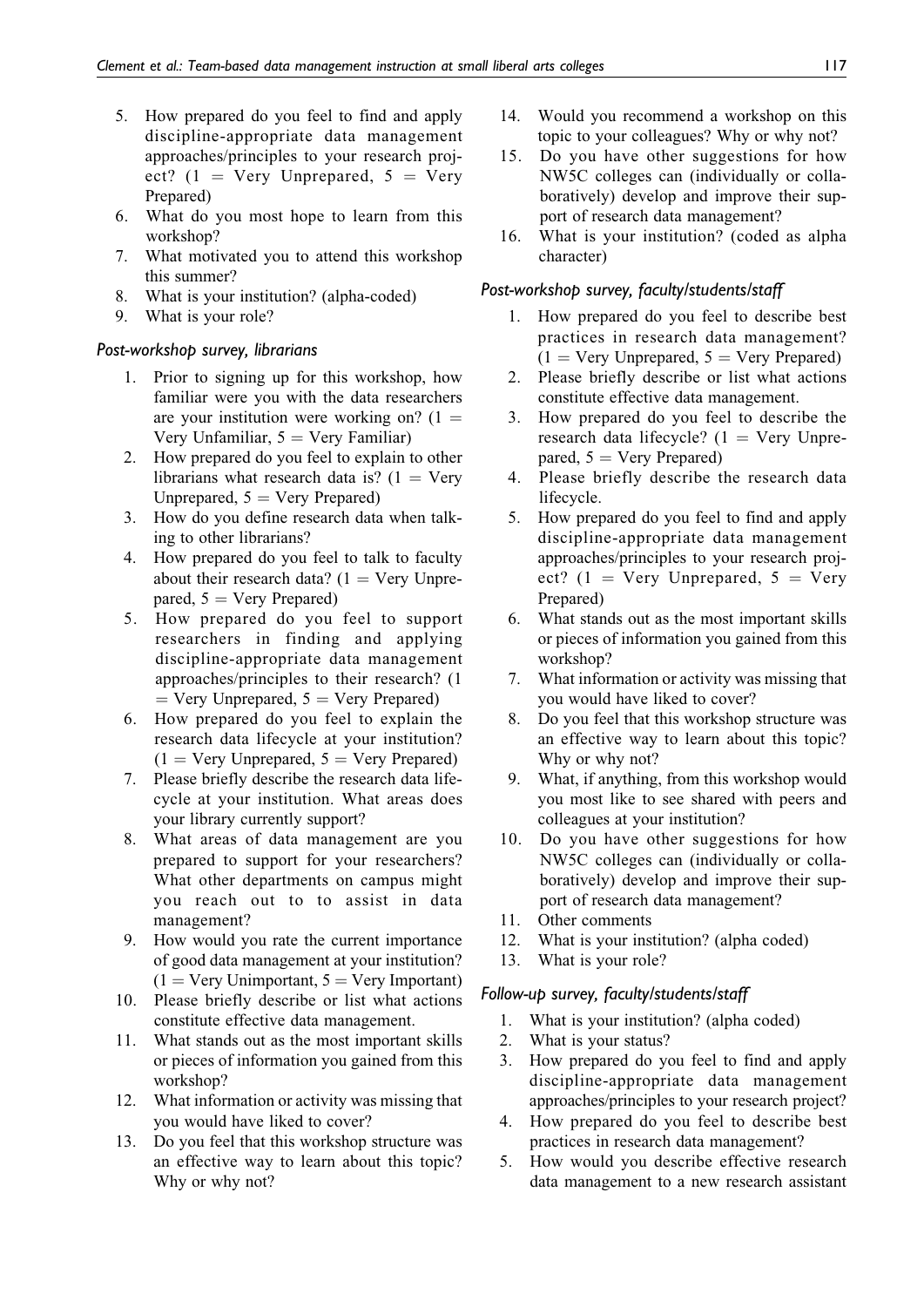5. How prepared do you feel to find and apply discipline-appropriate data management approaches/principles to your research project? (1 = Very Unprepared, 5 = Very Prepared)
6. What do you most hope to learn from this workshop?
7. What motivated you to attend this workshop this summer?
8. What is your institution? (alpha-coded)
9. What is your role?

### *Post-workshop survey, librarians*

1. Prior to signing up for this workshop, how familiar were you with the data researchers are your institution were working on? (1 = Very Unfamiliar, 5 = Very Familiar)
2. How prepared do you feel to explain to other librarians what research data is? (1 = Very Unprepared, 5 = Very Prepared)
3. How do you define research data when talking to other librarians?
4. How prepared do you feel to talk to faculty about their research data? (1 = Very Unprepared, 5 = Very Prepared)
5. How prepared do you feel to support researchers in finding and applying discipline-appropriate data management approaches/principles to their research? (1 = Very Unprepared, 5 = Very Prepared)
6. How prepared do you feel to explain the research data lifecycle at your institution? (1 = Very Unprepared, 5 = Very Prepared)
7. Please briefly describe the research data lifecycle at your institution. What areas does your library currently support?
8. What areas of data management are you prepared to support for your researchers? What other departments on campus might you reach out to to assist in data management?
9. How would you rate the current importance of good data management at your institution? (1 = Very Unimportant, 5 = Very Important)
10. Please briefly describe or list what actions constitute effective data management.
11. What stands out as the most important skills or pieces of information you gained from this workshop?
12. What information or activity was missing that you would have liked to cover?
13. Do you feel that this workshop structure was an effective way to learn about this topic? Why or why not?
14. Would you recommend a workshop on this topic to your colleagues? Why or why not?
15. Do you have other suggestions for how NW5C colleges can (individually or collaboratively) develop and improve their support of research data management?
16. What is your institution? (coded as alpha character)

### *Post-workshop survey, faculty/students/staff*

1. How prepared do you feel to describe best practices in research data management? (1 = Very Unprepared, 5 = Very Prepared)
2. Please briefly describe or list what actions constitute effective data management.
3. How prepared do you feel to describe the research data lifecycle? (1 = Very Unprepared, 5 = Very Prepared)
4. Please briefly describe the research data lifecycle.
5. How prepared do you feel to find and apply discipline-appropriate data management approaches/principles to your research project? (1 = Very Unprepared, 5 = Very Prepared)
6. What stands out as the most important skills or pieces of information you gained from this workshop?
7. What information or activity was missing that you would have liked to cover?
8. Do you feel that this workshop structure was an effective way to learn about this topic? Why or why not?
9. What, if anything, from this workshop would you most like to see shared with peers and colleagues at your institution?
10. Do you have other suggestions for how NW5C colleges can (individually or collaboratively) develop and improve their support of research data management?
11. Other comments
12. What is your institution? (alpha coded)
13. What is your role?

### *Follow-up survey, faculty/students/staff*

1. What is your institution? (alpha coded)
2. What is your status?
3. How prepared do you feel to find and apply discipline-appropriate data management approaches/principles to your research project?
4. How prepared do you feel to describe best practices in research data management?
5. How would you describe effective research data management to a new research assistant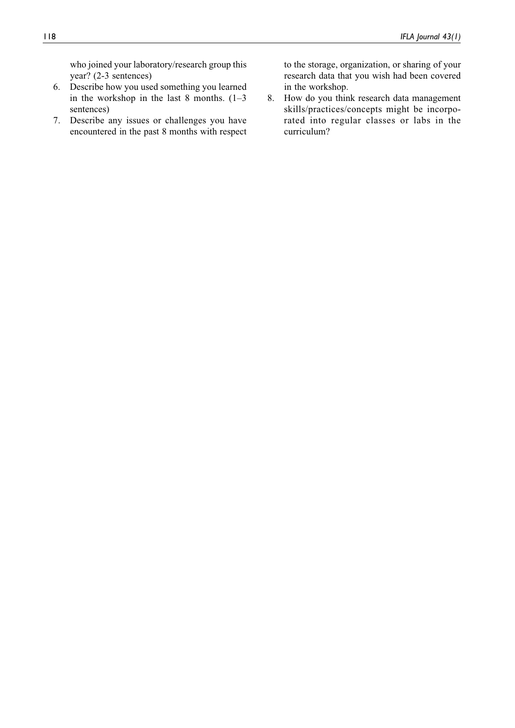who joined your laboratory/research group this year? (2-3 sentences)

6. Describe how you used something you learned in the workshop in the last 8 months. (1–3 sentences)
7. Describe any issues or challenges you have encountered in the past 8 months with respect to the storage, organization, or sharing of your research data that you wish had been covered in the workshop.
8. How do you think research data management skills/practices/concepts might be incorporated into regular classes or labs in the curriculum?